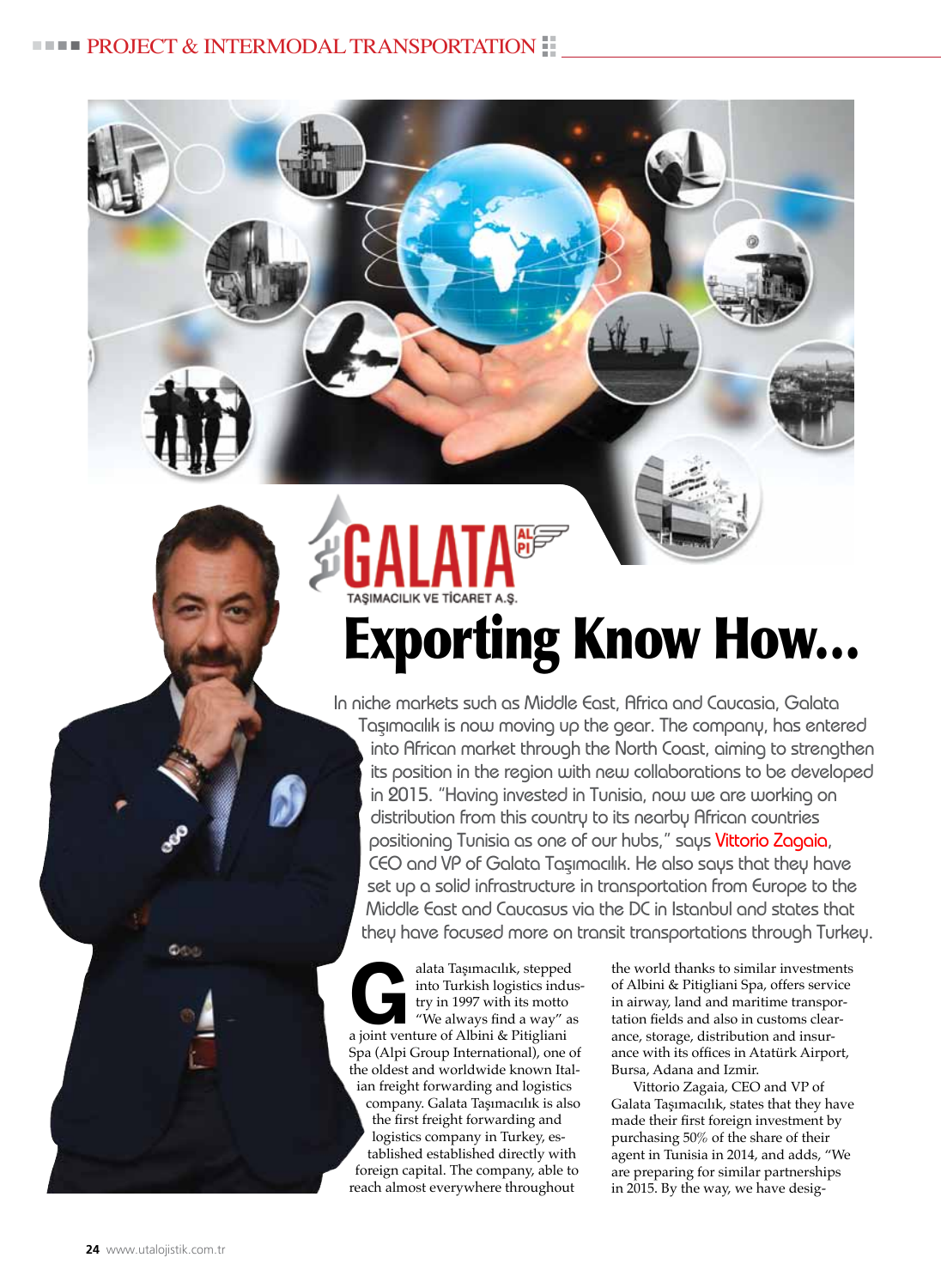GALATA
TAŞIMACILIK VE TİCARET A.Ş.

# Exporting Know How...

In niche markets such as Middle East, Africa and Caucasia, Galata Taşımacılık is now moving up the gear. The company, has entered into African market through the North Coast, aiming to strengthen its position in the region with new collaborations to be developed in 2015. "Having invested in Tunisia, now we are working on distribution from this country to its nearby African countries positioning Tunisia as one of our hubs," says Vittorio Zagaia, CEO and VP of Galata Taşımacılık. He also says that they have set up a solid infrastructure in transportation from Europe to the Middle East and Caucasus via the DC in Istanbul and states that they have focused more on transit transportations through Turkey.

Galata Taşımacılık, stepped into Turkish logistics industry in 1997 with its motto "We always find a way" as a joint venture of Albini & Pitigliani Spa (Alpi Group International), one of the oldest and worldwide known Italian freight forwarding and logistics company. Galata Taşımacılık is also the first freight forwarding and logistics company in Turkey, established established directly with foreign capital. The company, able to reach almost everywhere throughout the world thanks to similar investments of Albini & Pitigliani Spa, offers service in airway, land and maritime transportation fields and also in customs clearance, storage, distribution and insurance with its offices in Atatürk Airport, Bursa, Adana and Izmir.

Vittorio Zagaia, CEO and VP of Galata Taşımacılık, states that they have made their first foreign investment by purchasing 50% of the share of their agent in Tunisia in 2014, and adds, "We are preparing for similar partnerships in 2015. By the way, we have desig-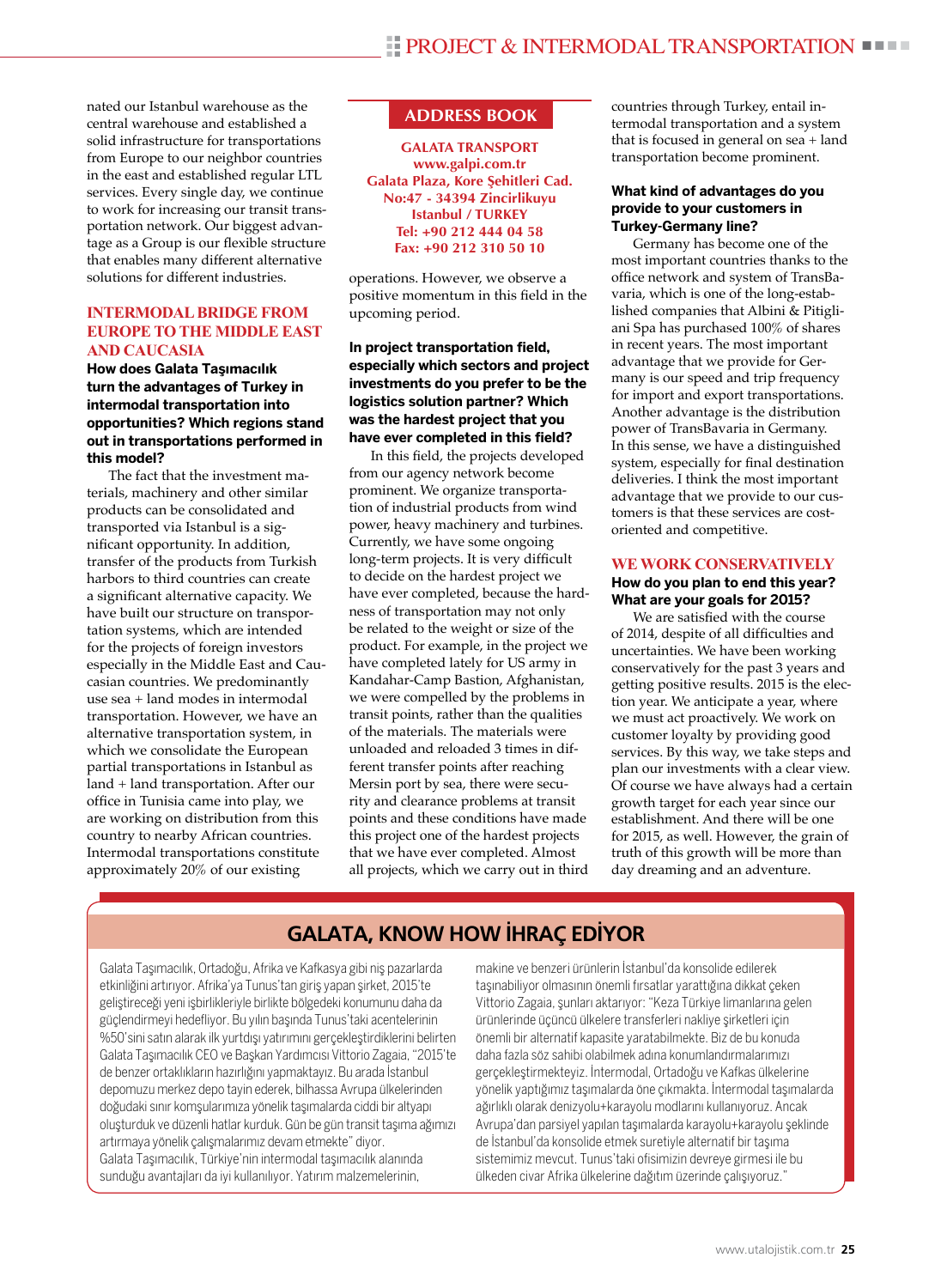nated our Istanbul warehouse as the central warehouse and established a solid infrastructure for transportations from Europe to our neighbor countries in the east and established regular LTL services. Every single day, we continue to work for increasing our transit transportation network. Our biggest advantage as a Group is our flexible structure that enables many different alternative solutions for different industries.

## INTERMODAL BRIDGE FROM EUROPE TO THE MIDDLE EAST AND CAUCASIA

**How does Galata Taşımacılık turn the advantages of Turkey in intermodal transportation into opportunities? Which regions stand out in transportations performed in this model?**

The fact that the investment materials, machinery and other similar products can be consolidated and transported via Istanbul is a significant opportunity. In addition, transfer of the products from Turkish harbors to third countries can create a significant alternative capacity. We have built our structure on transportation systems, which are intended for the projects of foreign investors especially in the Middle East and Caucasian countries. We predominantly use sea + land modes in intermodal transportation. However, we have an alternative transportation system, in which we consolidate the European partial transportations in Istanbul as land + land transportation. After our office in Tunisia came into play, we are working on distribution from this country to nearby African countries. Intermodal transportations constitute approximately 20% of our existing operations. However, we observe a positive momentum in this field in the upcoming period.

**ADDRESS BOOK**

**GALATA TRANSPORT**
**www.galpi.com.tr**
**Galata Plaza, Kore Şehitleri Cad. No:47 - 34394 Zincirlikuyu Istanbul / TURKEY**
**Tel: +90 212 444 04 58**
**Fax: +90 212 310 50 10**

**In project transportation field, especially which sectors and project investments do you prefer to be the logistics solution partner? Which was the hardest project that you have ever completed in this field?**

In this field, the projects developed from our agency network become prominent. We organize transportation of industrial products from wind power, heavy machinery and turbines. Currently, we have some ongoing long-term projects. It is very difficult to decide on the hardest project we have ever completed, because the hardness of transportation may not only be related to the weight or size of the product. For example, in the project we have completed lately for US army in Kandahar-Camp Bastion, Afghanistan, we were compelled by the problems in transit points, rather than the qualities of the materials. The materials were unloaded and reloaded 3 times in different transfer points after reaching Mersin port by sea, there were security and clearance problems at transit points and these conditions have made this project one of the hardest projects that we have ever completed. Almost all projects, which we carry out in third countries through Turkey, entail intermodal transportation and a system that is focused in general on sea + land transportation become prominent.

**What kind of advantages do you provide to your customers in Turkey-Germany line?**

Germany has become one of the most important countries thanks to the office network and system of TransBavaria, which is one of the long-established companies that Albini & Pitigliani Spa has purchased 100% of shares in recent years. The most important advantage that we provide for Germany is our speed and trip frequency for import and export transportations. Another advantage is the distribution power of TransBavaria in Germany. In this sense, we have a distinguished system, especially for final destination deliveries. I think the most important advantage that we provide to our customers is that these services are cost-oriented and competitive.

## WE WORK CONSERVATIVELY

**How do you plan to end this year? What are your goals for 2015?**

We are satisfied with the course of 2014, despite of all difficulties and uncertainties. We have been working conservatively for the past 3 years and getting positive results. 2015 is the election year. We anticipate a year, where we must act proactively. We work on customer loyalty by providing good services. By this way, we take steps and plan our investments with a clear view. Of course we have always had a certain growth target for each year since our establishment. And there will be one for 2015, as well. However, the grain of truth of this growth will be more than day dreaming and an adventure.

## GALATA, KNOW HOW İHRAÇ EDİYOR

Galata Taşımacılık, Ortadoğu, Afrika ve Kafkasya gibi niş pazarlarda etkinliğini artırıyor. Afrika'ya Tunus'tan giriş yapan şirket, 2015'te geliştireceği yeni işbirlikleriyle birlikte bölgedeki konumunu daha da güçlendirmeyi hedefliyor. Bu yılın başında Tunus'taki acentelerinin %50'sini satın alarak ilk yurtdışı yatırımını gerçekleştirdiklerini belirten Galata Taşımacılık CEO ve Başkan Yardımcısı Vittorio Zagaia, "2015'te de benzer ortaklıkların hazırlığını yapmaktayız. Bu arada İstanbul depomuzu merkez depo tayin ederek, bilhassa Avrupa ülkelerinden doğudaki sınır komşularımıza yönelik taşımalarda ciddi bir altyapı oluşturduk ve düzenli hatlar kurduk. Gün be gün transit taşıma ağımızı artırmaya yönelik çalışmalarımız devam etmekte" diyor.

Galata Taşımacılık, Türkiye'nin intermodal taşımacılık alanında sunduğu avantajları da iyi kullanılıyor. Yatırım malzemelerinin, makine ve benzeri ürünlerin İstanbul'da konsolide edilerek taşınabiliyor olmasının önemli fırsatlar yarattığına dikkat çeken Vittorio Zagaia, şunları aktarıyor: "Keza Türkiye limanlarına gelen ürünlerinde üçüncü ülkelere transferleri nakliye şirketleri için önemli bir alternatif kapasite yaratabilmekte. Biz de bu konuda daha fazla söz sahibi olabilmek adına konumlandırmalarımızı gerçekleştirmekteyiz. İntermodal, Ortadoğu ve Kafkas ülkelerine yönelik yaptığımız taşımalarda öne çıkmakta. İntermodal taşımalarda ağırlıklı olarak denizyolu+karayolu modlarını kullanıyoruz. Ancak Avrupa'dan parsiyel yapılan taşımalarda karayolu+karayolu şeklinde de İstanbul'da konsolide etmek suretiyle alternatif bir taşıma sistemimiz mevcut. Tunus'taki ofisimizin devreye girmesi ile bu ülkeden civar Afrika ülkelerine dağıtım üzerinde çalışıyoruz."